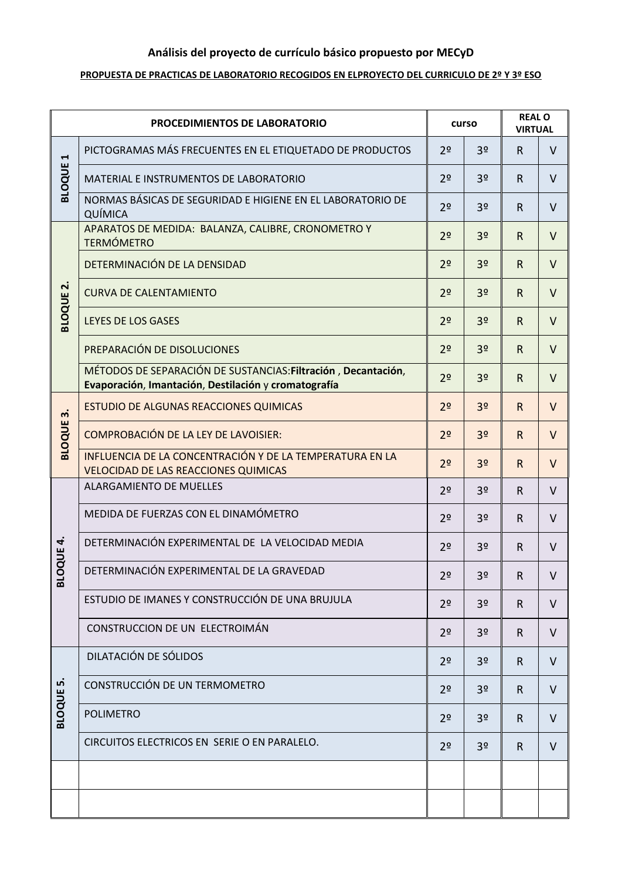## Análisis del proyecto de currículo básico propuesto por MECyD

**PROPUESTA DE PRACTICAS DE LABORATORIO RECOGIDOS EN ELPROYECTO DEL CURRICULO DE 2º Y 3º ESO**

| | PROCEDIMIENTOS DE LABORATORIO | curso | | REAL O VIRTUAL | |
|---|---|---|---|---|---|
| BLOQUE 1 | PICTOGRAMAS MÁS FRECUENTES EN EL ETIQUETADO DE PRODUCTOS | 2º | 3º | R | V |
| | MATERIAL E INSTRUMENTOS DE LABORATORIO | 2º | 3º | R | V |
| | NORMAS BÁSICAS DE SEGURIDAD E HIGIENE EN EL LABORATORIO DE QUÍMICA | 2º | 3º | R | V |
| BLOQUE 2. | APARATOS DE MEDIDA: BALANZA, CALIBRE, CRONOMETRO Y TERMÓMETRO | 2º | 3º | R | V |
| | DETERMINACIÓN DE LA DENSIDAD | 2º | 3º | R | V |
| | CURVA DE CALENTAMIENTO | 2º | 3º | R | V |
| | LEYES DE LOS GASES | 2º | 3º | R | V |
| | PREPARACIÓN DE DISOLUCIONES | 2º | 3º | R | V |
| | MÉTODOS DE SEPARACIÓN DE SUSTANCIAS:**Filtración** , **Decantación**, **Evaporación**, **Imantación**, **Destilación** y **cromatografía** | 2º | 3º | R | V |
| BLOQUE 3. | ESTUDIO DE ALGUNAS REACCIONES QUIMICAS | 2º | 3º | R | V |
| | COMPROBACIÓN DE LA LEY DE LAVOISIER: | 2º | 3º | R | V |
| | INFLUENCIA DE LA CONCENTRACIÓN Y DE LA TEMPERATURA EN LA VELOCIDAD DE LAS REACCIONES QUIMICAS | 2º | 3º | R | V |
| BLOQUE 4. | ALARGAMIENTO DE MUELLES | 2º | 3º | R | V |
| | MEDIDA DE FUERZAS CON EL DINAMÓMETRO | 2º | 3º | R | V |
| | DETERMINACIÓN EXPERIMENTAL DE LA VELOCIDAD MEDIA | 2º | 3º | R | V |
| | DETERMINACIÓN EXPERIMENTAL DE LA GRAVEDAD | 2º | 3º | R | V |
| | ESTUDIO DE IMANES Y CONSTRUCCIÓN DE UNA BRUJULA | 2º | 3º | R | V |
| | CONSTRUCCION DE UN ELECTROIMÁN | 2º | 3º | R | V |
| BLOQUE 5. | DILATACIÓN DE SÓLIDOS | 2º | 3º | R | V |
| | CONSTRUCCIÓN DE UN TERMOMETRO | 2º | 3º | R | V |
| | POLIMETRO | 2º | 3º | R | V |
| | CIRCUITOS ELECTRICOS EN SERIE O EN PARALELO. | 2º | 3º | R | V |
| | | | | | |
| | | | | | |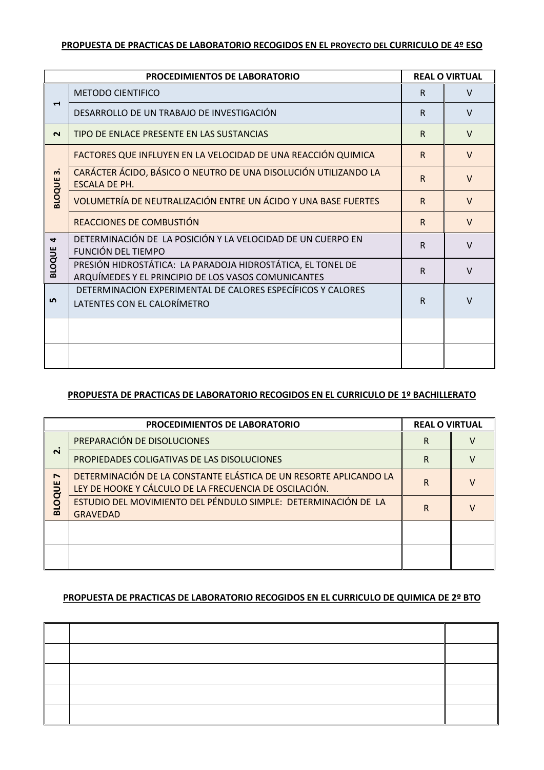**PROPUESTA DE PRACTICAS DE LABORATORIO RECOGIDOS EN EL PROYECTO DEL CURRICULO DE 4º ESO**

| PROCEDIMIENTOS DE LABORATORIO | | REAL O VIRTUAL | |
|---|---|---|---|
| 1 | METODO CIENTIFICO | R | V |
| | DESARROLLO DE UN TRABAJO DE INVESTIGACIÓN | R | V |
| 2 | TIPO DE ENLACE PRESENTE EN LAS SUSTANCIAS | R | V |
| BLOQUE 3. | FACTORES QUE INFLUYEN EN LA VELOCIDAD DE UNA REACCIÓN QUIMICA | R | V |
| | CARÁCTER ÁCIDO, BÁSICO O NEUTRO DE UNA DISOLUCIÓN UTILIZANDO LA ESCALA DE PH. | R | V |
| | VOLUMETRÍA DE NEUTRALIZACIÓN ENTRE UN ÁCIDO Y UNA BASE FUERTES | R | V |
| | REACCIONES DE COMBUSTIÓN | R | V |
| BLOQUE 4 | DETERMINACIÓN DE LA POSICIÓN Y LA VELOCIDAD DE UN CUERPO EN FUNCIÓN DEL TIEMPO | R | V |
| | PRESIÓN HIDROSTÁTICA: LA PARADOJA HIDROSTÁTICA, EL TONEL DE ARQUÍMEDES Y EL PRINCIPIO DE LOS VASOS COMUNICANTES | R | V |
| 5 | DETERMINACION EXPERIMENTAL DE CALORES ESPECÍFICOS Y CALORES LATENTES CON EL CALORÍMETRO | R | V |
| | | | |
| | | | |

**PROPUESTA DE PRACTICAS DE LABORATORIO RECOGIDOS EN EL CURRICULO DE 1º BACHILLERATO**

| PROCEDIMIENTOS DE LABORATORIO | | REAL O VIRTUAL | |
|---|---|---|---|
| 2. | PREPARACIÓN DE DISOLUCIONES | R | V |
| | PROPIEDADES COLIGATIVAS DE LAS DISOLUCIONES | R | V |
| BLOQUE 7 | DETERMINACIÓN DE LA CONSTANTE ELÁSTICA DE UN RESORTE APLICANDO LA LEY DE HOOKE Y CÁLCULO DE LA FRECUENCIA DE OSCILACIÓN. | R | V |
| | ESTUDIO DEL MOVIMIENTO DEL PÉNDULO SIMPLE: DETERMINACIÓN DE LA GRAVEDAD | R | V |
| | | | |
| | | | |

**PROPUESTA DE PRACTICAS DE LABORATORIO RECOGIDOS EN EL CURRICULO DE QUIMICA DE 2º BTO**

| | | |
|---|---|---|
| | | |
| | | |
| | | |
| | | |
| | | |